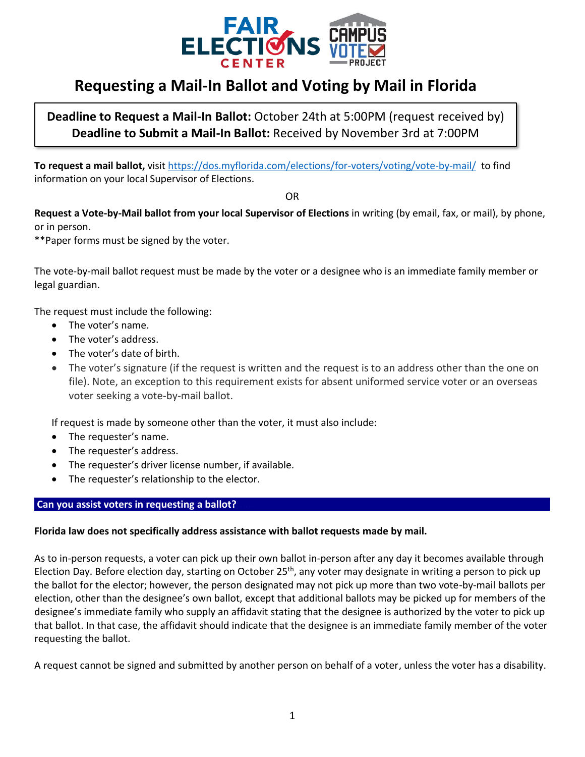# Requesting a Mail-In Ballot and Voting by Mail in Florida

**Deadline to Request a Mail-In Ballot:** October 24th at 5:00PM (request received by)
**Deadline to Submit a Mail-In Ballot:** Received by November 3rd at 7:00PM

**To request a mail ballot,** visit https://dos.myflorida.com/elections/for-voters/voting/vote-by-mail/ to find information on your local Supervisor of Elections.

OR

**Request a Vote-by-Mail ballot from your local Supervisor of Elections** in writing (by email, fax, or mail), by phone, or in person.
**Paper forms must be signed by the voter.

The vote-by-mail ballot request must be made by the voter or a designee who is an immediate family member or legal guardian.

The request must include the following:

- The voter's name.
- The voter's address.
- The voter's date of birth.
- The voter's signature (if the request is written and the request is to an address other than the one on file). Note, an exception to this requirement exists for absent uniformed service voter or an overseas voter seeking a vote-by-mail ballot.

If request is made by someone other than the voter, it must also include:

- The requester's name.
- The requester's address.
- The requester's driver license number, if available.
- The requester's relationship to the elector.

## Can you assist voters in requesting a ballot?

**Florida law does not specifically address assistance with ballot requests made by mail.**

As to in-person requests, a voter can pick up their own ballot in-person after any day it becomes available through Election Day. Before election day, starting on October 25th, any voter may designate in writing a person to pick up the ballot for the elector; however, the person designated may not pick up more than two vote-by-mail ballots per election, other than the designee's own ballot, except that additional ballots may be picked up for members of the designee's immediate family who supply an affidavit stating that the designee is authorized by the voter to pick up that ballot. In that case, the affidavit should indicate that the designee is an immediate family member of the voter requesting the ballot.

A request cannot be signed and submitted by another person on behalf of a voter, unless the voter has a disability.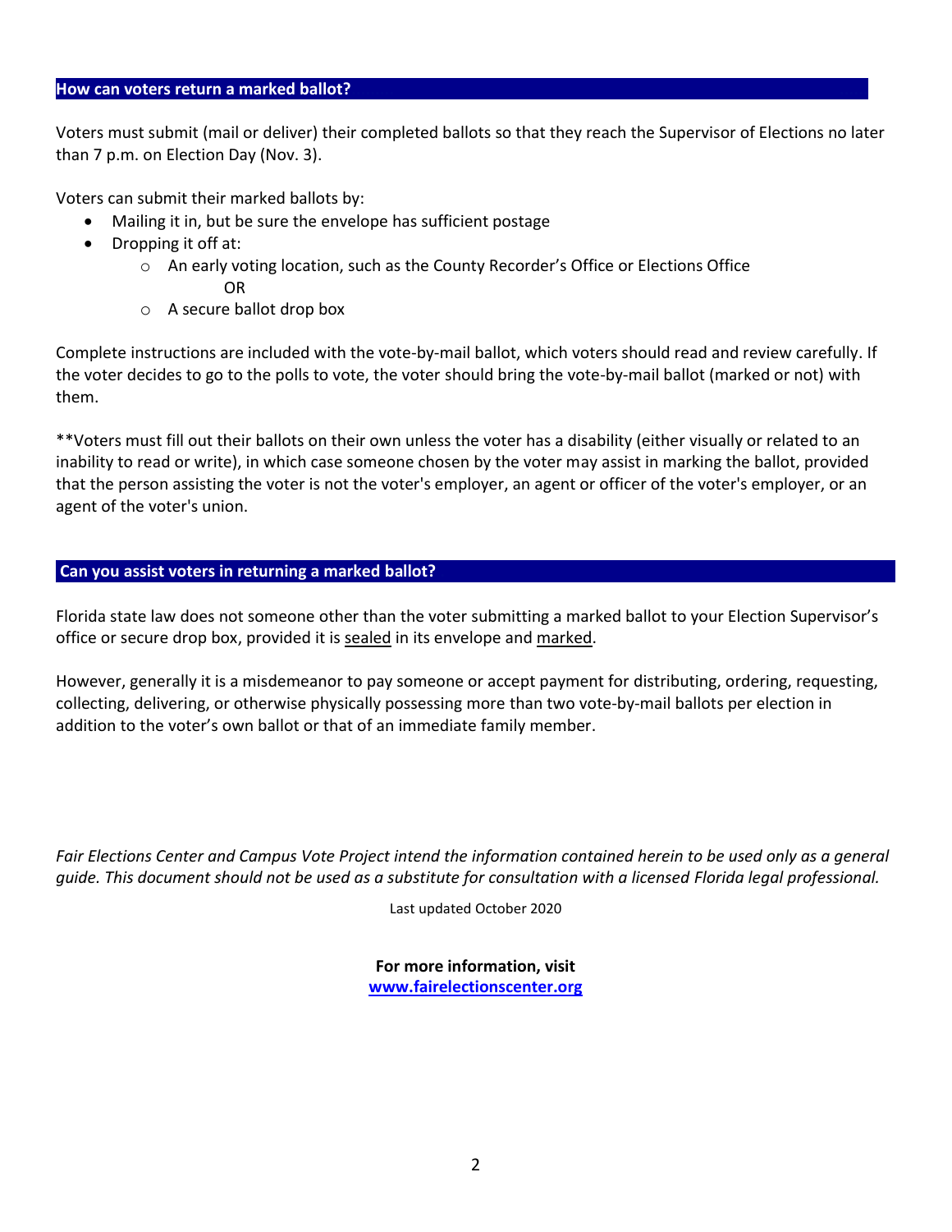## How can voters return a marked ballot?

Voters must submit (mail or deliver) their completed ballots so that they reach the Supervisor of Elections no later than 7 p.m. on Election Day (Nov. 3).

Voters can submit their marked ballots by:

- Mailing it in, but be sure the envelope has sufficient postage
- Dropping it off at:
  - An early voting location, such as the County Recorder's Office or Elections Office
    
    OR
  - A secure ballot drop box

Complete instructions are included with the vote-by-mail ballot, which voters should read and review carefully. If the voter decides to go to the polls to vote, the voter should bring the vote-by-mail ballot (marked or not) with them.

**Voters must fill out their ballots on their own unless the voter has a disability (either visually or related to an inability to read or write), in which case someone chosen by the voter may assist in marking the ballot, provided that the person assisting the voter is not the voter's employer, an agent or officer of the voter's employer, or an agent of the voter's union.

## Can you assist voters in returning a marked ballot?

Florida state law does not someone other than the voter submitting a marked ballot to your Election Supervisor's office or secure drop box, provided it is <u>sealed</u> in its envelope and <u>marked</u>.

However, generally it is a misdemeanor to pay someone or accept payment for distributing, ordering, requesting, collecting, delivering, or otherwise physically possessing more than two vote-by-mail ballots per election in addition to the voter's own ballot or that of an immediate family member.

*Fair Elections Center and Campus Vote Project intend the information contained herein to be used only as a general guide. This document should not be used as a substitute for consultation with a licensed Florida legal professional.*

Last updated October 2020

**For more information, visit**
**[www.fairelectionscenter.org](http://www.fairelectionscenter.org)**